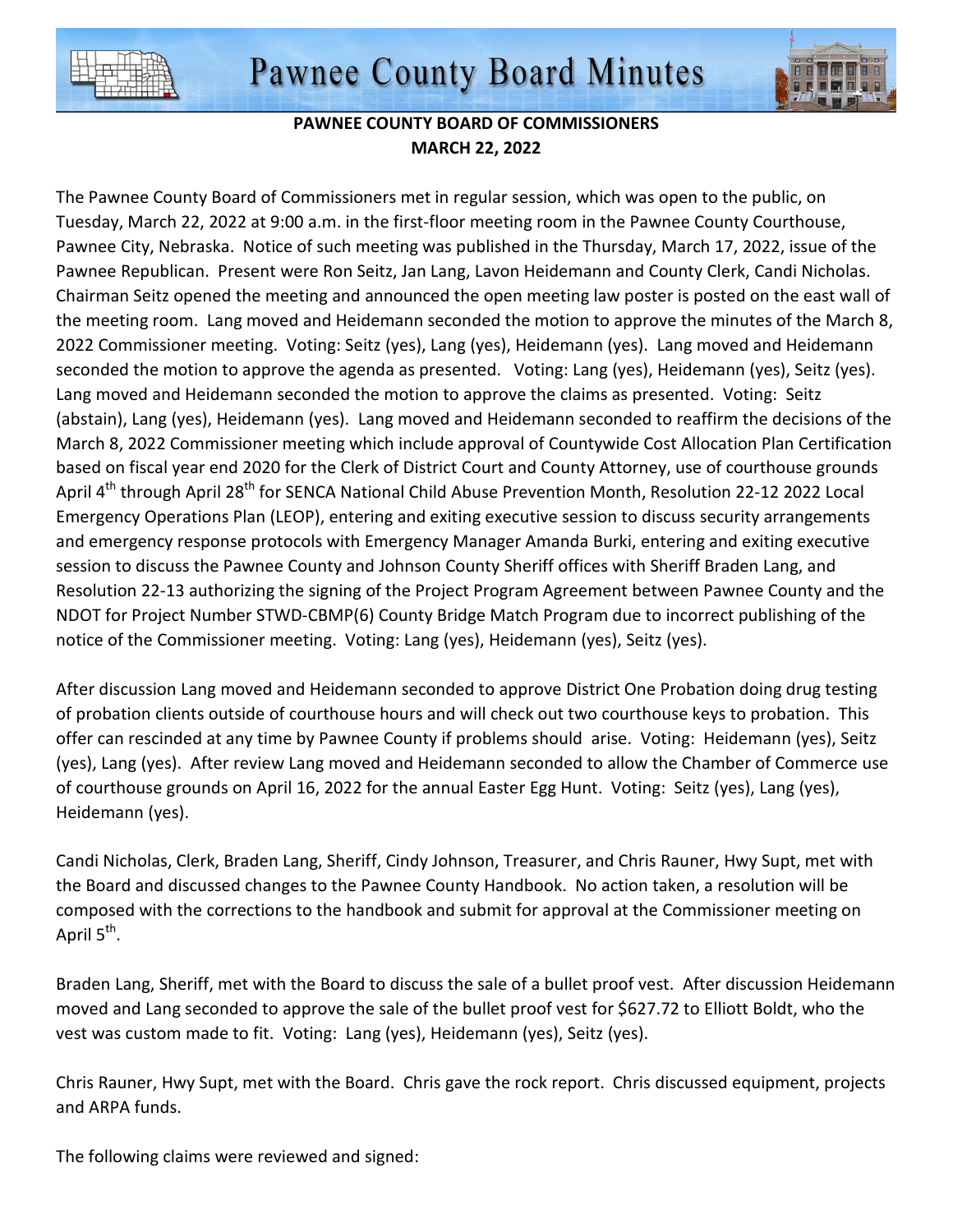# Pawnee County Board Minutes

**PAWNEE COUNTY BOARD OF COMMISSIONERS**
**MARCH 22, 2022**

The Pawnee County Board of Commissioners met in regular session, which was open to the public, on Tuesday, March 22, 2022 at 9:00 a.m. in the first-floor meeting room in the Pawnee County Courthouse, Pawnee City, Nebraska. Notice of such meeting was published in the Thursday, March 17, 2022, issue of the Pawnee Republican. Present were Ron Seitz, Jan Lang, Lavon Heidemann and County Clerk, Candi Nicholas. Chairman Seitz opened the meeting and announced the open meeting law poster is posted on the east wall of the meeting room. Lang moved and Heidemann seconded the motion to approve the minutes of the March 8, 2022 Commissioner meeting. Voting: Seitz (yes), Lang (yes), Heidemann (yes). Lang moved and Heidemann seconded the motion to approve the agenda as presented. Voting: Lang (yes), Heidemann (yes), Seitz (yes). Lang moved and Heidemann seconded the motion to approve the claims as presented. Voting: Seitz (abstain), Lang (yes), Heidemann (yes). Lang moved and Heidemann seconded to reaffirm the decisions of the March 8, 2022 Commissioner meeting which include approval of Countywide Cost Allocation Plan Certification based on fiscal year end 2020 for the Clerk of District Court and County Attorney, use of courthouse grounds April 4th through April 28th for SENCA National Child Abuse Prevention Month, Resolution 22-12 2022 Local Emergency Operations Plan (LEOP), entering and exiting executive session to discuss security arrangements and emergency response protocols with Emergency Manager Amanda Burki, entering and exiting executive session to discuss the Pawnee County and Johnson County Sheriff offices with Sheriff Braden Lang, and Resolution 22-13 authorizing the signing of the Project Program Agreement between Pawnee County and the NDOT for Project Number STWD-CBMP(6) County Bridge Match Program due to incorrect publishing of the notice of the Commissioner meeting. Voting: Lang (yes), Heidemann (yes), Seitz (yes).

After discussion Lang moved and Heidemann seconded to approve District One Probation doing drug testing of probation clients outside of courthouse hours and will check out two courthouse keys to probation. This offer can rescinded at any time by Pawnee County if problems should arise. Voting: Heidemann (yes), Seitz (yes), Lang (yes). After review Lang moved and Heidemann seconded to allow the Chamber of Commerce use of courthouse grounds on April 16, 2022 for the annual Easter Egg Hunt. Voting: Seitz (yes), Lang (yes), Heidemann (yes).

Candi Nicholas, Clerk, Braden Lang, Sheriff, Cindy Johnson, Treasurer, and Chris Rauner, Hwy Supt, met with the Board and discussed changes to the Pawnee County Handbook. No action taken, a resolution will be composed with the corrections to the handbook and submit for approval at the Commissioner meeting on April 5th.

Braden Lang, Sheriff, met with the Board to discuss the sale of a bullet proof vest. After discussion Heidemann moved and Lang seconded to approve the sale of the bullet proof vest for $627.72 to Elliott Boldt, who the vest was custom made to fit. Voting: Lang (yes), Heidemann (yes), Seitz (yes).

Chris Rauner, Hwy Supt, met with the Board. Chris gave the rock report. Chris discussed equipment, projects and ARPA funds.

The following claims were reviewed and signed: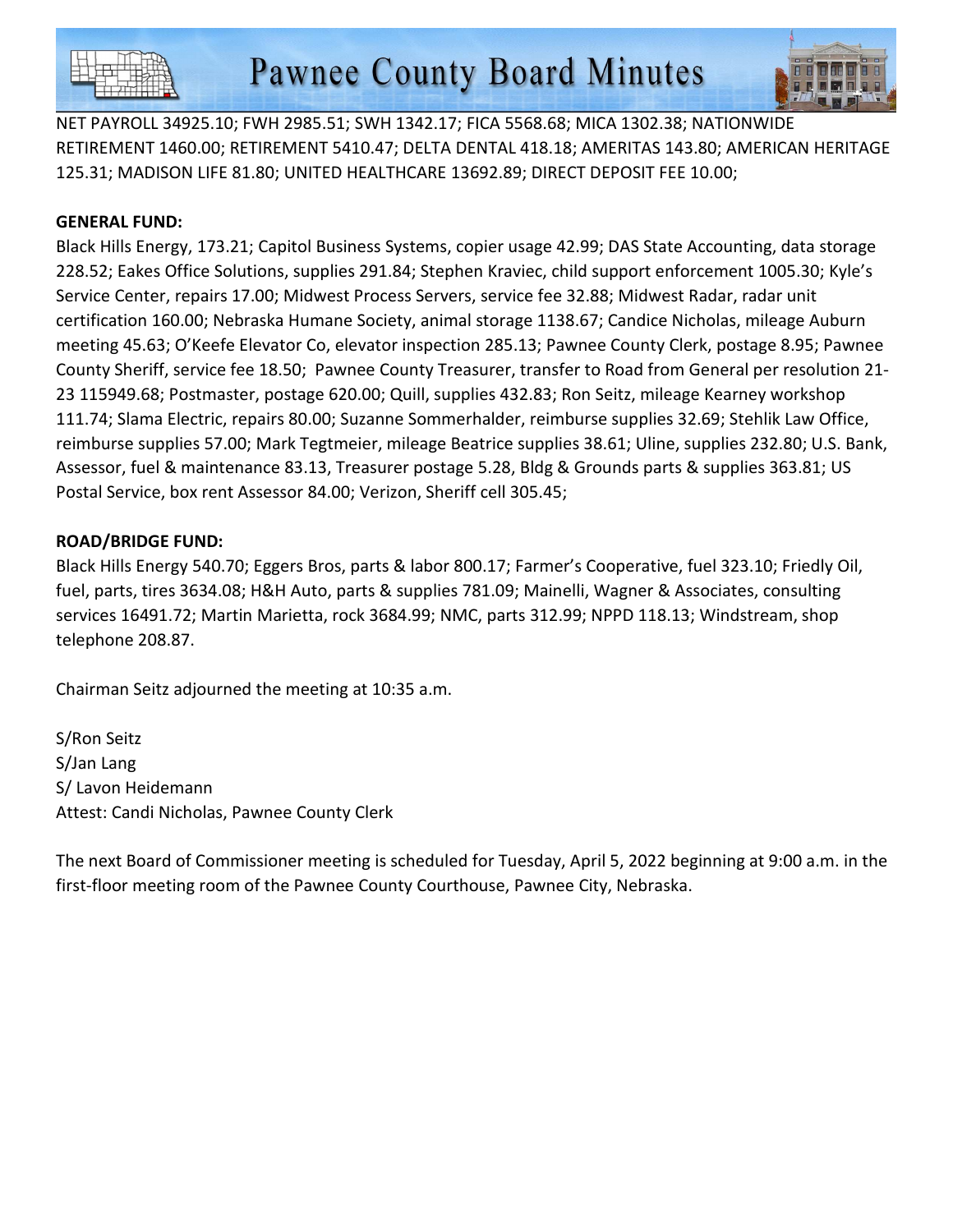NET PAYROLL 34925.10; FWH 2985.51; SWH 1342.17; FICA 5568.68; MICA 1302.38; NATIONWIDE RETIREMENT 1460.00; RETIREMENT 5410.47; DELTA DENTAL 418.18; AMERITAS 143.80; AMERICAN HERITAGE 125.31; MADISON LIFE 81.80; UNITED HEALTHCARE 13692.89; DIRECT DEPOSIT FEE 10.00;

**GENERAL FUND:**

Black Hills Energy, 173.21; Capitol Business Systems, copier usage 42.99; DAS State Accounting, data storage 228.52; Eakes Office Solutions, supplies 291.84; Stephen Kraviec, child support enforcement 1005.30; Kyle's Service Center, repairs 17.00; Midwest Process Servers, service fee 32.88; Midwest Radar, radar unit certification 160.00; Nebraska Humane Society, animal storage 1138.67; Candice Nicholas, mileage Auburn meeting 45.63; O'Keefe Elevator Co, elevator inspection 285.13; Pawnee County Clerk, postage 8.95; Pawnee County Sheriff, service fee 18.50; Pawnee County Treasurer, transfer to Road from General per resolution 21-23 115949.68; Postmaster, postage 620.00; Quill, supplies 432.83; Ron Seitz, mileage Kearney workshop 111.74; Slama Electric, repairs 80.00; Suzanne Sommerhalder, reimburse supplies 32.69; Stehlik Law Office, reimburse supplies 57.00; Mark Tegtmeier, mileage Beatrice supplies 38.61; Uline, supplies 232.80; U.S. Bank, Assessor, fuel & maintenance 83.13, Treasurer postage 5.28, Bldg & Grounds parts & supplies 363.81; US Postal Service, box rent Assessor 84.00; Verizon, Sheriff cell 305.45;

**ROAD/BRIDGE FUND:**

Black Hills Energy 540.70; Eggers Bros, parts & labor 800.17; Farmer's Cooperative, fuel 323.10; Friedly Oil, fuel, parts, tires 3634.08; H&H Auto, parts & supplies 781.09; Mainelli, Wagner & Associates, consulting services 16491.72; Martin Marietta, rock 3684.99; NMC, parts 312.99; NPPD 118.13; Windstream, shop telephone 208.87.

Chairman Seitz adjourned the meeting at 10:35 a.m.

S/Ron Seitz
S/Jan Lang
S/ Lavon Heidemann
Attest: Candi Nicholas, Pawnee County Clerk

The next Board of Commissioner meeting is scheduled for Tuesday, April 5, 2022 beginning at 9:00 a.m. in the first-floor meeting room of the Pawnee County Courthouse, Pawnee City, Nebraska.